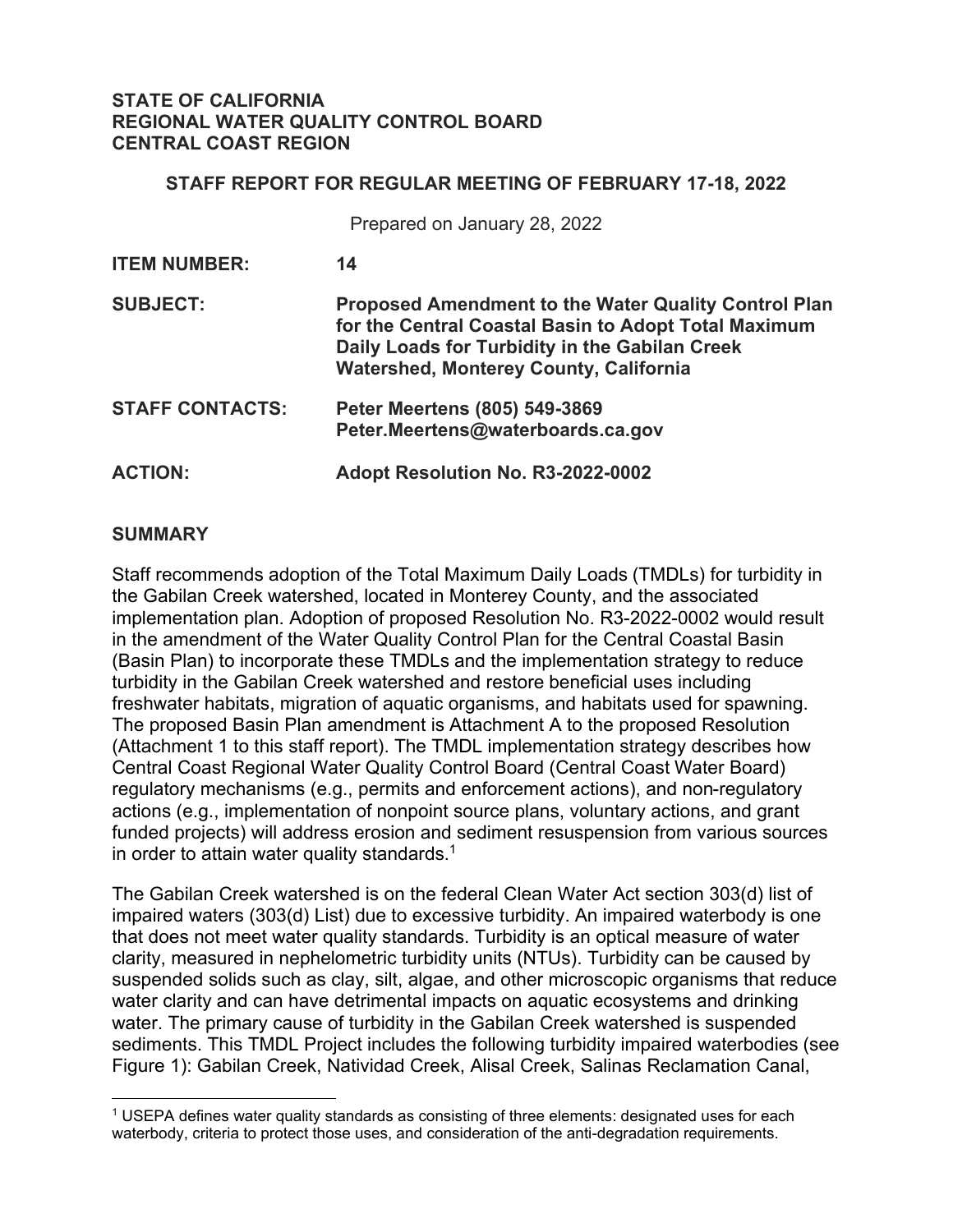**STATE OF CALIFORNIA**
**REGIONAL WATER QUALITY CONTROL BOARD**
**CENTRAL COAST REGION**

**STAFF REPORT FOR REGULAR MEETING OF FEBRUARY 17-18, 2022**

Prepared on January 28, 2022

| | |
|---|---|
| **ITEM NUMBER:** | **14** |
| **SUBJECT:** | **Proposed Amendment to the Water Quality Control Plan for the Central Coastal Basin to Adopt Total Maximum Daily Loads for Turbidity in the Gabilan Creek Watershed, Monterey County, California** |
| **STAFF CONTACTS:** | **Peter Meertens (805) 549-3869 Peter.Meertens@waterboards.ca.gov** |
| **ACTION:** | **Adopt Resolution No. R3-2022-0002** |

## SUMMARY

Staff recommends adoption of the Total Maximum Daily Loads (TMDLs) for turbidity in the Gabilan Creek watershed, located in Monterey County, and the associated implementation plan. Adoption of proposed Resolution No. R3-2022-0002 would result in the amendment of the Water Quality Control Plan for the Central Coastal Basin (Basin Plan) to incorporate these TMDLs and the implementation strategy to reduce turbidity in the Gabilan Creek watershed and restore beneficial uses including freshwater habitats, migration of aquatic organisms, and habitats used for spawning. The proposed Basin Plan amendment is Attachment A to the proposed Resolution (Attachment 1 to this staff report). The TMDL implementation strategy describes how Central Coast Regional Water Quality Control Board (Central Coast Water Board) regulatory mechanisms (e.g., permits and enforcement actions), and non-regulatory actions (e.g., implementation of nonpoint source plans, voluntary actions, and grant funded projects) will address erosion and sediment resuspension from various sources in order to attain water quality standards.[1]

The Gabilan Creek watershed is on the federal Clean Water Act section 303(d) list of impaired waters (303(d) List) due to excessive turbidity. An impaired waterbody is one that does not meet water quality standards. Turbidity is an optical measure of water clarity, measured in nephelometric turbidity units (NTUs). Turbidity can be caused by suspended solids such as clay, silt, algae, and other microscopic organisms that reduce water clarity and can have detrimental impacts on aquatic ecosystems and drinking water. The primary cause of turbidity in the Gabilan Creek watershed is suspended sediments. This TMDL Project includes the following turbidity impaired waterbodies (see Figure 1): Gabilan Creek, Natividad Creek, Alisal Creek, Salinas Reclamation Canal,

[1] USEPA defines water quality standards as consisting of three elements: designated uses for each waterbody, criteria to protect those uses, and consideration of the anti-degradation requirements.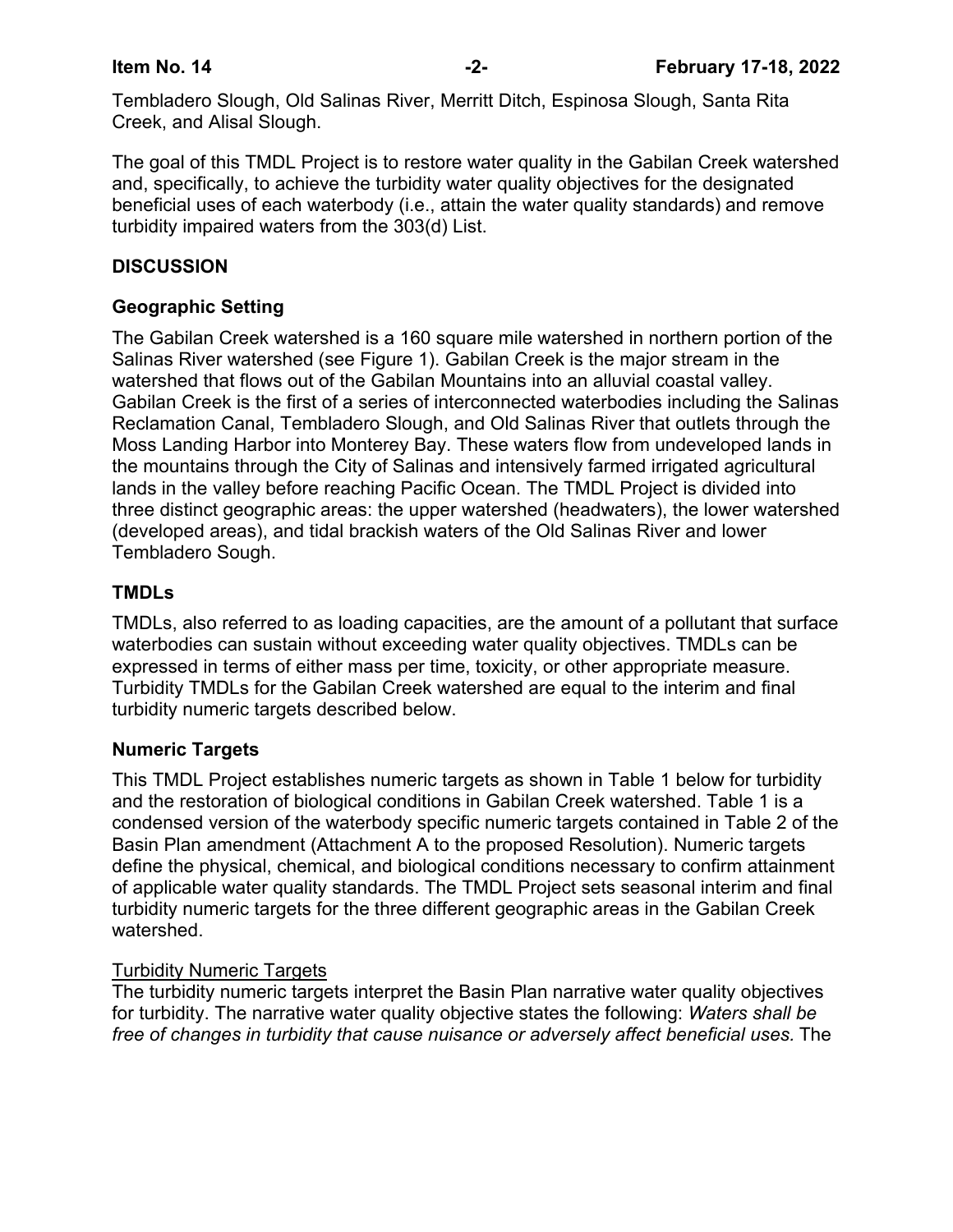Tembladero Slough, Old Salinas River, Merritt Ditch, Espinosa Slough, Santa Rita Creek, and Alisal Slough.

The goal of this TMDL Project is to restore water quality in the Gabilan Creek watershed and, specifically, to achieve the turbidity water quality objectives for the designated beneficial uses of each waterbody (i.e., attain the water quality standards) and remove turbidity impaired waters from the 303(d) List.

## DISCUSSION

### Geographic Setting

The Gabilan Creek watershed is a 160 square mile watershed in northern portion of the Salinas River watershed (see Figure 1). Gabilan Creek is the major stream in the watershed that flows out of the Gabilan Mountains into an alluvial coastal valley. Gabilan Creek is the first of a series of interconnected waterbodies including the Salinas Reclamation Canal, Tembladero Slough, and Old Salinas River that outlets through the Moss Landing Harbor into Monterey Bay. These waters flow from undeveloped lands in the mountains through the City of Salinas and intensively farmed irrigated agricultural lands in the valley before reaching Pacific Ocean. The TMDL Project is divided into three distinct geographic areas: the upper watershed (headwaters), the lower watershed (developed areas), and tidal brackish waters of the Old Salinas River and lower Tembladero Sough.

### TMDLs

TMDLs, also referred to as loading capacities, are the amount of a pollutant that surface waterbodies can sustain without exceeding water quality objectives. TMDLs can be expressed in terms of either mass per time, toxicity, or other appropriate measure. Turbidity TMDLs for the Gabilan Creek watershed are equal to the interim and final turbidity numeric targets described below.

### Numeric Targets

This TMDL Project establishes numeric targets as shown in Table 1 below for turbidity and the restoration of biological conditions in Gabilan Creek watershed. Table 1 is a condensed version of the waterbody specific numeric targets contained in Table 2 of the Basin Plan amendment (Attachment A to the proposed Resolution). Numeric targets define the physical, chemical, and biological conditions necessary to confirm attainment of applicable water quality standards. The TMDL Project sets seasonal interim and final turbidity numeric targets for the three different geographic areas in the Gabilan Creek watershed.

<u>Turbidity Numeric Targets</u>

The turbidity numeric targets interpret the Basin Plan narrative water quality objectives for turbidity. The narrative water quality objective states the following: *Waters shall be free of changes in turbidity that cause nuisance or adversely affect beneficial uses.* The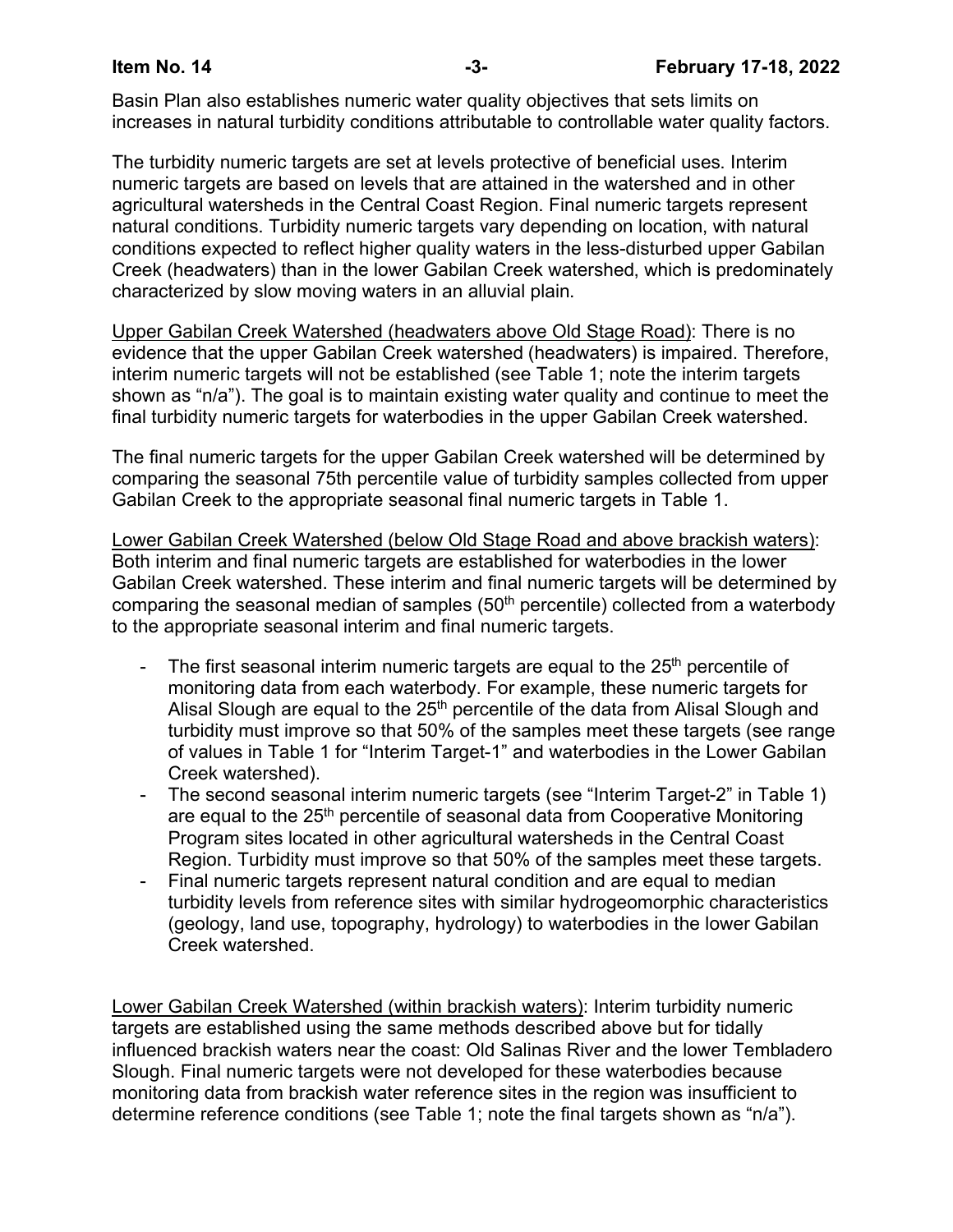Basin Plan also establishes numeric water quality objectives that sets limits on increases in natural turbidity conditions attributable to controllable water quality factors.

The turbidity numeric targets are set at levels protective of beneficial uses. Interim numeric targets are based on levels that are attained in the watershed and in other agricultural watersheds in the Central Coast Region. Final numeric targets represent natural conditions. Turbidity numeric targets vary depending on location, with natural conditions expected to reflect higher quality waters in the less-disturbed upper Gabilan Creek (headwaters) than in the lower Gabilan Creek watershed, which is predominately characterized by slow moving waters in an alluvial plain.

<u>Upper Gabilan Creek Watershed (headwaters above Old Stage Road)</u>: There is no evidence that the upper Gabilan Creek watershed (headwaters) is impaired. Therefore, interim numeric targets will not be established (see Table 1; note the interim targets shown as "n/a"). The goal is to maintain existing water quality and continue to meet the final turbidity numeric targets for waterbodies in the upper Gabilan Creek watershed.

The final numeric targets for the upper Gabilan Creek watershed will be determined by comparing the seasonal 75th percentile value of turbidity samples collected from upper Gabilan Creek to the appropriate seasonal final numeric targets in Table 1.

<u>Lower Gabilan Creek Watershed (below Old Stage Road and above brackish waters)</u>: Both interim and final numeric targets are established for waterbodies in the lower Gabilan Creek watershed. These interim and final numeric targets will be determined by comparing the seasonal median of samples (50th percentile) collected from a waterbody to the appropriate seasonal interim and final numeric targets.

- The first seasonal interim numeric targets are equal to the 25th percentile of monitoring data from each waterbody. For example, these numeric targets for Alisal Slough are equal to the 25th percentile of the data from Alisal Slough and turbidity must improve so that 50% of the samples meet these targets (see range of values in Table 1 for "Interim Target-1" and waterbodies in the Lower Gabilan Creek watershed).
- The second seasonal interim numeric targets (see "Interim Target-2" in Table 1) are equal to the 25th percentile of seasonal data from Cooperative Monitoring Program sites located in other agricultural watersheds in the Central Coast Region. Turbidity must improve so that 50% of the samples meet these targets.
- Final numeric targets represent natural condition and are equal to median turbidity levels from reference sites with similar hydrogeomorphic characteristics (geology, land use, topography, hydrology) to waterbodies in the lower Gabilan Creek watershed.

<u>Lower Gabilan Creek Watershed (within brackish waters)</u>: Interim turbidity numeric targets are established using the same methods described above but for tidally influenced brackish waters near the coast: Old Salinas River and the lower Tembladero Slough. Final numeric targets were not developed for these waterbodies because monitoring data from brackish water reference sites in the region was insufficient to determine reference conditions (see Table 1; note the final targets shown as "n/a").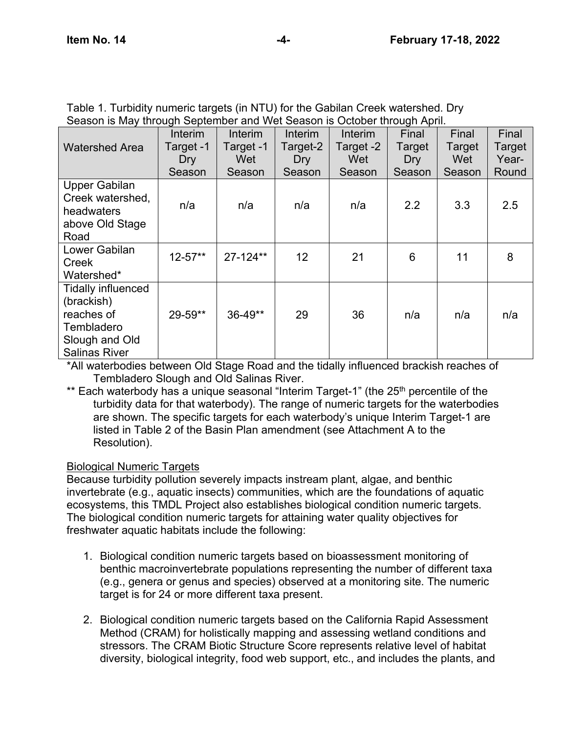Table 1. Turbidity numeric targets (in NTU) for the Gabilan Creek watershed. Dry Season is May through September and Wet Season is October through April.

| Watershed Area | Interim Target -1 Dry Season | Interim Target -1 Wet Season | Interim Target-2 Dry Season | Interim Target -2 Wet Season | Final Target Dry Season | Final Target Wet Season | Final Target Year-Round |
|---|---|---|---|---|---|---|---|
| Upper Gabilan Creek watershed, headwaters above Old Stage Road | n/a | n/a | n/a | n/a | 2.2 | 3.3 | 2.5 |
| Lower Gabilan Creek Watershed* | 12-57** | 27-124** | 12 | 21 | 6 | 11 | 8 |
| Tidally influenced (brackish) reaches of Tembladero Slough and Old Salinas River | 29-59** | 36-49** | 29 | 36 | n/a | n/a | n/a |

*All waterbodies between Old Stage Road and the tidally influenced brackish reaches of Tembladero Slough and Old Salinas River.

** Each waterbody has a unique seasonal "Interim Target-1" (the 25th percentile of the turbidity data for that waterbody). The range of numeric targets for the waterbodies are shown. The specific targets for each waterbody's unique Interim Target-1 are listed in Table 2 of the Basin Plan amendment (see Attachment A to the Resolution).

Biological Numeric Targets

Because turbidity pollution severely impacts instream plant, algae, and benthic invertebrate (e.g., aquatic insects) communities, which are the foundations of aquatic ecosystems, this TMDL Project also establishes biological condition numeric targets. The biological condition numeric targets for attaining water quality objectives for freshwater aquatic habitats include the following:

1. Biological condition numeric targets based on bioassessment monitoring of benthic macroinvertebrate populations representing the number of different taxa (e.g., genera or genus and species) observed at a monitoring site. The numeric target is for 24 or more different taxa present.

2. Biological condition numeric targets based on the California Rapid Assessment Method (CRAM) for holistically mapping and assessing wetland conditions and stressors. The CRAM Biotic Structure Score represents relative level of habitat diversity, biological integrity, food web support, etc., and includes the plants, and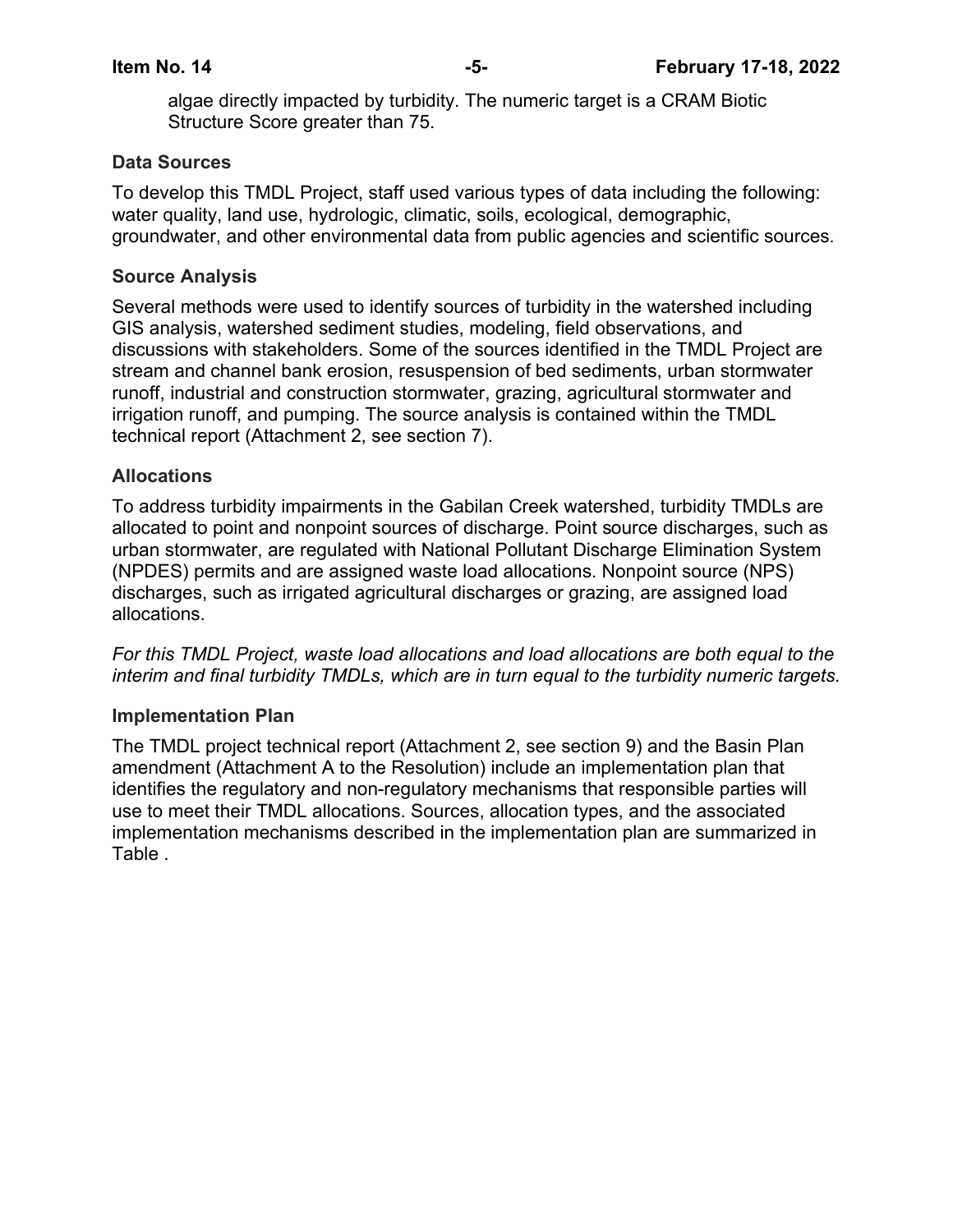algae directly impacted by turbidity. The numeric target is a CRAM Biotic Structure Score greater than 75.

### Data Sources

To develop this TMDL Project, staff used various types of data including the following: water quality, land use, hydrologic, climatic, soils, ecological, demographic, groundwater, and other environmental data from public agencies and scientific sources.

### Source Analysis

Several methods were used to identify sources of turbidity in the watershed including GIS analysis, watershed sediment studies, modeling, field observations, and discussions with stakeholders. Some of the sources identified in the TMDL Project are stream and channel bank erosion, resuspension of bed sediments, urban stormwater runoff, industrial and construction stormwater, grazing, agricultural stormwater and irrigation runoff, and pumping. The source analysis is contained within the TMDL technical report (Attachment 2, see section 7).

### Allocations

To address turbidity impairments in the Gabilan Creek watershed, turbidity TMDLs are allocated to point and nonpoint sources of discharge. Point source discharges, such as urban stormwater, are regulated with National Pollutant Discharge Elimination System (NPDES) permits and are assigned waste load allocations. Nonpoint source (NPS) discharges, such as irrigated agricultural discharges or grazing, are assigned load allocations.

*For this TMDL Project, waste load allocations and load allocations are both equal to the interim and final turbidity TMDLs, which are in turn equal to the turbidity numeric targets.*

### Implementation Plan

The TMDL project technical report (Attachment 2, see section 9) and the Basin Plan amendment (Attachment A to the Resolution) include an implementation plan that identifies the regulatory and non-regulatory mechanisms that responsible parties will use to meet their TMDL allocations. Sources, allocation types, and the associated implementation mechanisms described in the implementation plan are summarized in Table .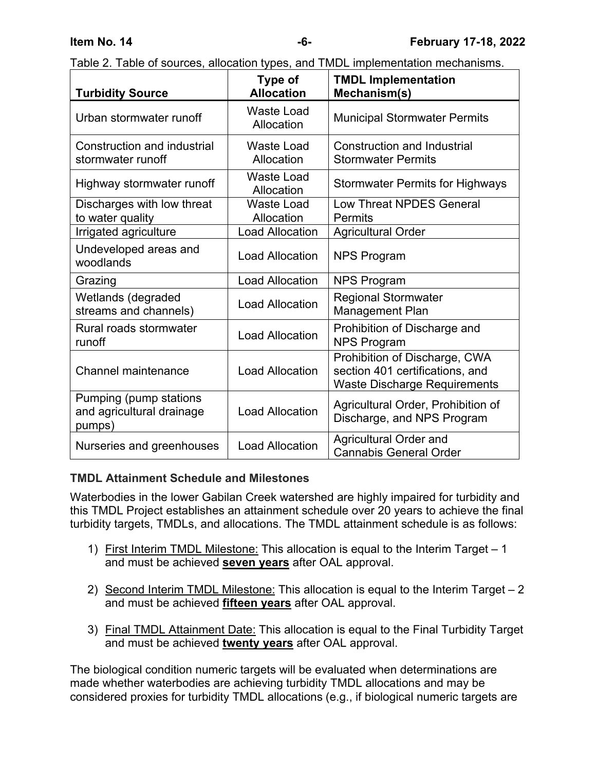Table 2. Table of sources, allocation types, and TMDL implementation mechanisms.

| Turbidity Source | Type of Allocation | TMDL Implementation Mechanism(s) |
|---|---|---|
| Urban stormwater runoff | Waste Load Allocation | Municipal Stormwater Permits |
| Construction and industrial stormwater runoff | Waste Load Allocation | Construction and Industrial Stormwater Permits |
| Highway stormwater runoff | Waste Load Allocation | Stormwater Permits for Highways |
| Discharges with low threat to water quality | Waste Load Allocation | Low Threat NPDES General Permits |
| Irrigated agriculture | Load Allocation | Agricultural Order |
| Undeveloped areas and woodlands | Load Allocation | NPS Program |
| Grazing | Load Allocation | NPS Program |
| Wetlands (degraded streams and channels) | Load Allocation | Regional Stormwater Management Plan |
| Rural roads stormwater runoff | Load Allocation | Prohibition of Discharge and NPS Program |
| Channel maintenance | Load Allocation | Prohibition of Discharge, CWA section 401 certifications, and Waste Discharge Requirements |
| Pumping (pump stations and agricultural drainage pumps) | Load Allocation | Agricultural Order, Prohibition of Discharge, and NPS Program |
| Nurseries and greenhouses | Load Allocation | Agricultural Order and Cannabis General Order |

**TMDL Attainment Schedule and Milestones**

Waterbodies in the lower Gabilan Creek watershed are highly impaired for turbidity and this TMDL Project establishes an attainment schedule over 20 years to achieve the final turbidity targets, TMDLs, and allocations. The TMDL attainment schedule is as follows:

1) First Interim TMDL Milestone: This allocation is equal to the Interim Target – 1 and must be achieved **seven years** after OAL approval.

2) Second Interim TMDL Milestone: This allocation is equal to the Interim Target – 2 and must be achieved **fifteen years** after OAL approval.

3) Final TMDL Attainment Date: This allocation is equal to the Final Turbidity Target and must be achieved **twenty years** after OAL approval.

The biological condition numeric targets will be evaluated when determinations are made whether waterbodies are achieving turbidity TMDL allocations and may be considered proxies for turbidity TMDL allocations (e.g., if biological numeric targets are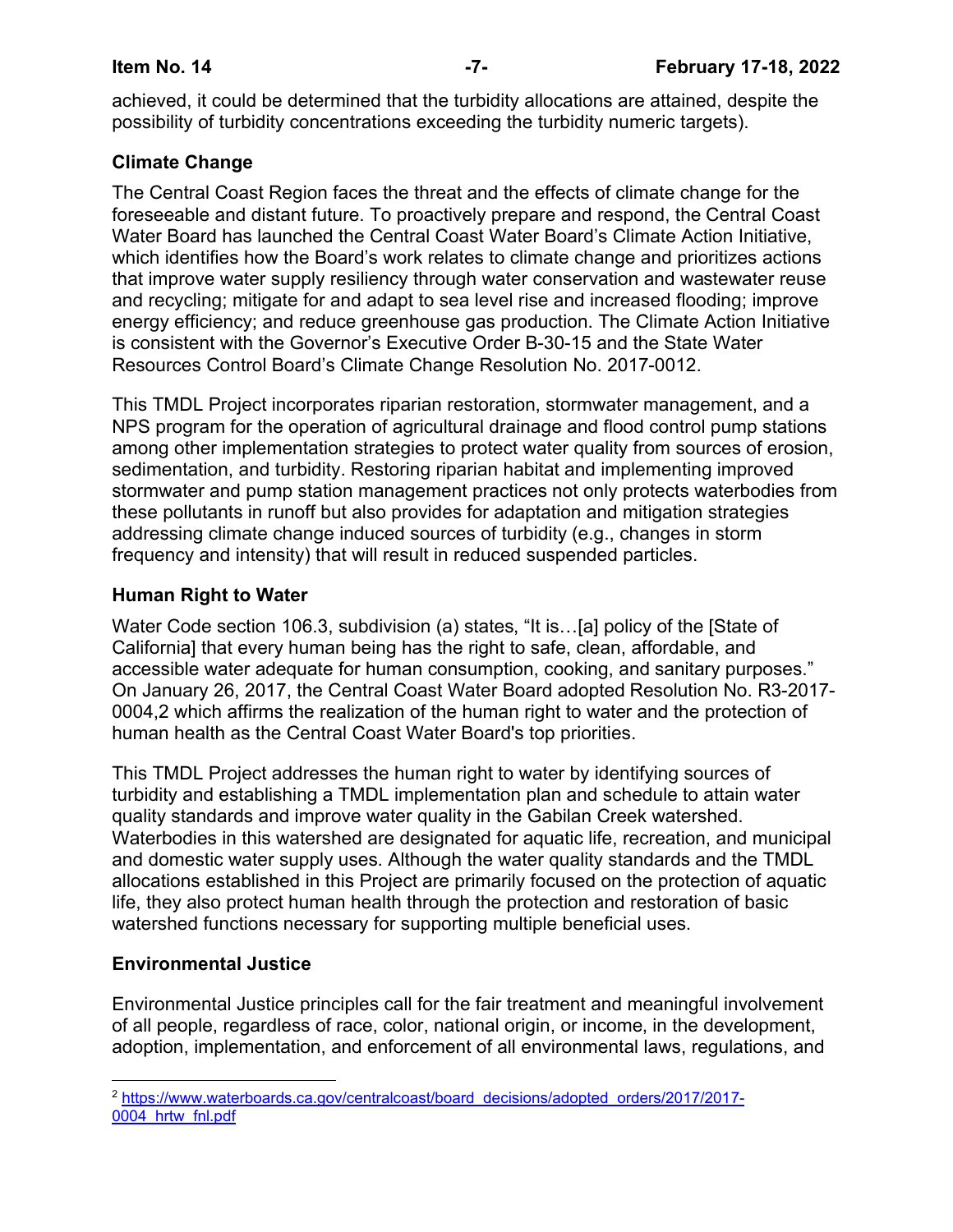achieved, it could be determined that the turbidity allocations are attained, despite the possibility of turbidity concentrations exceeding the turbidity numeric targets).

## Climate Change

The Central Coast Region faces the threat and the effects of climate change for the foreseeable and distant future. To proactively prepare and respond, the Central Coast Water Board has launched the Central Coast Water Board's Climate Action Initiative, which identifies how the Board's work relates to climate change and prioritizes actions that improve water supply resiliency through water conservation and wastewater reuse and recycling; mitigate for and adapt to sea level rise and increased flooding; improve energy efficiency; and reduce greenhouse gas production. The Climate Action Initiative is consistent with the Governor's Executive Order B-30-15 and the State Water Resources Control Board's Climate Change Resolution No. 2017-0012.

This TMDL Project incorporates riparian restoration, stormwater management, and a NPS program for the operation of agricultural drainage and flood control pump stations among other implementation strategies to protect water quality from sources of erosion, sedimentation, and turbidity. Restoring riparian habitat and implementing improved stormwater and pump station management practices not only protects waterbodies from these pollutants in runoff but also provides for adaptation and mitigation strategies addressing climate change induced sources of turbidity (e.g., changes in storm frequency and intensity) that will result in reduced suspended particles.

## Human Right to Water

Water Code section 106.3, subdivision (a) states, "It is…[a] policy of the [State of California] that every human being has the right to safe, clean, affordable, and accessible water adequate for human consumption, cooking, and sanitary purposes." On January 26, 2017, the Central Coast Water Board adopted Resolution No. R3-2017-0004,[2] which affirms the realization of the human right to water and the protection of human health as the Central Coast Water Board's top priorities.

This TMDL Project addresses the human right to water by identifying sources of turbidity and establishing a TMDL implementation plan and schedule to attain water quality standards and improve water quality in the Gabilan Creek watershed. Waterbodies in this watershed are designated for aquatic life, recreation, and municipal and domestic water supply uses. Although the water quality standards and the TMDL allocations established in this Project are primarily focused on the protection of aquatic life, they also protect human health through the protection and restoration of basic watershed functions necessary for supporting multiple beneficial uses.

## Environmental Justice

Environmental Justice principles call for the fair treatment and meaningful involvement of all people, regardless of race, color, national origin, or income, in the development, adoption, implementation, and enforcement of all environmental laws, regulations, and

---

[2] https://www.waterboards.ca.gov/centralcoast/board_decisions/adopted_orders/2017/2017-0004_hrtw_fnl.pdf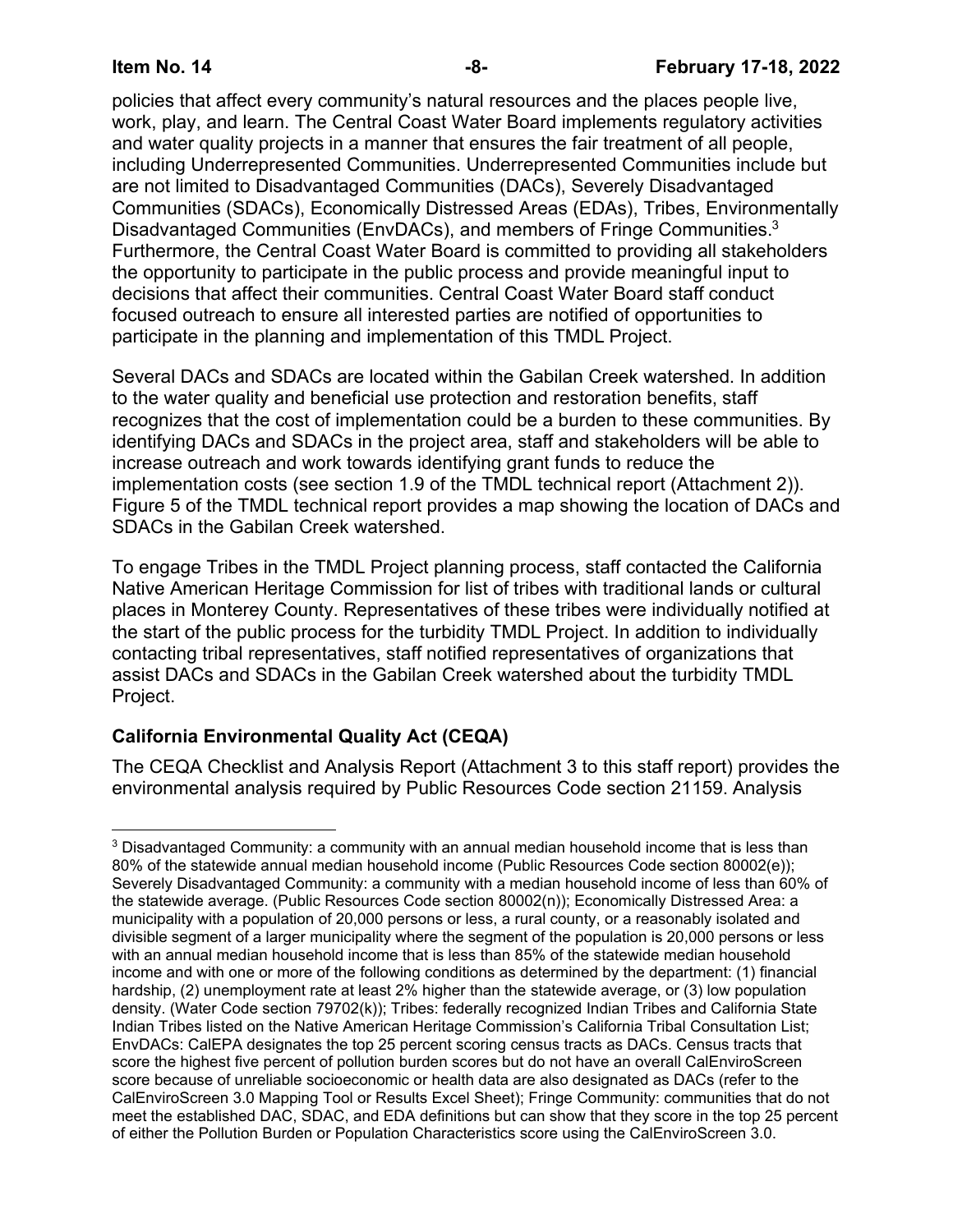policies that affect every community's natural resources and the places people live, work, play, and learn. The Central Coast Water Board implements regulatory activities and water quality projects in a manner that ensures the fair treatment of all people, including Underrepresented Communities. Underrepresented Communities include but are not limited to Disadvantaged Communities (DACs), Severely Disadvantaged Communities (SDACs), Economically Distressed Areas (EDAs), Tribes, Environmentally Disadvantaged Communities (EnvDACs), and members of Fringe Communities.[3] Furthermore, the Central Coast Water Board is committed to providing all stakeholders the opportunity to participate in the public process and provide meaningful input to decisions that affect their communities. Central Coast Water Board staff conduct focused outreach to ensure all interested parties are notified of opportunities to participate in the planning and implementation of this TMDL Project.

Several DACs and SDACs are located within the Gabilan Creek watershed. In addition to the water quality and beneficial use protection and restoration benefits, staff recognizes that the cost of implementation could be a burden to these communities. By identifying DACs and SDACs in the project area, staff and stakeholders will be able to increase outreach and work towards identifying grant funds to reduce the implementation costs (see section 1.9 of the TMDL technical report (Attachment 2)). Figure 5 of the TMDL technical report provides a map showing the location of DACs and SDACs in the Gabilan Creek watershed.

To engage Tribes in the TMDL Project planning process, staff contacted the California Native American Heritage Commission for list of tribes with traditional lands or cultural places in Monterey County. Representatives of these tribes were individually notified at the start of the public process for the turbidity TMDL Project. In addition to individually contacting tribal representatives, staff notified representatives of organizations that assist DACs and SDACs in the Gabilan Creek watershed about the turbidity TMDL Project.

## California Environmental Quality Act (CEQA)

The CEQA Checklist and Analysis Report (Attachment 3 to this staff report) provides the environmental analysis required by Public Resources Code section 21159. Analysis

---

[3] Disadvantaged Community: a community with an annual median household income that is less than 80% of the statewide annual median household income (Public Resources Code section 80002(e)); Severely Disadvantaged Community: a community with a median household income of less than 60% of the statewide average. (Public Resources Code section 80002(n)); Economically Distressed Area: a municipality with a population of 20,000 persons or less, a rural county, or a reasonably isolated and divisible segment of a larger municipality where the segment of the population is 20,000 persons or less with an annual median household income that is less than 85% of the statewide median household income and with one or more of the following conditions as determined by the department: (1) financial hardship, (2) unemployment rate at least 2% higher than the statewide average, or (3) low population density. (Water Code section 79702(k)); Tribes: federally recognized Indian Tribes and California State Indian Tribes listed on the Native American Heritage Commission's California Tribal Consultation List; EnvDACs: CalEPA designates the top 25 percent scoring census tracts as DACs. Census tracts that score the highest five percent of pollution burden scores but do not have an overall CalEnviroScreen score because of unreliable socioeconomic or health data are also designated as DACs (refer to the CalEnviroScreen 3.0 Mapping Tool or Results Excel Sheet); Fringe Community: communities that do not meet the established DAC, SDAC, and EDA definitions but can show that they score in the top 25 percent of either the Pollution Burden or Population Characteristics score using the CalEnviroScreen 3.0.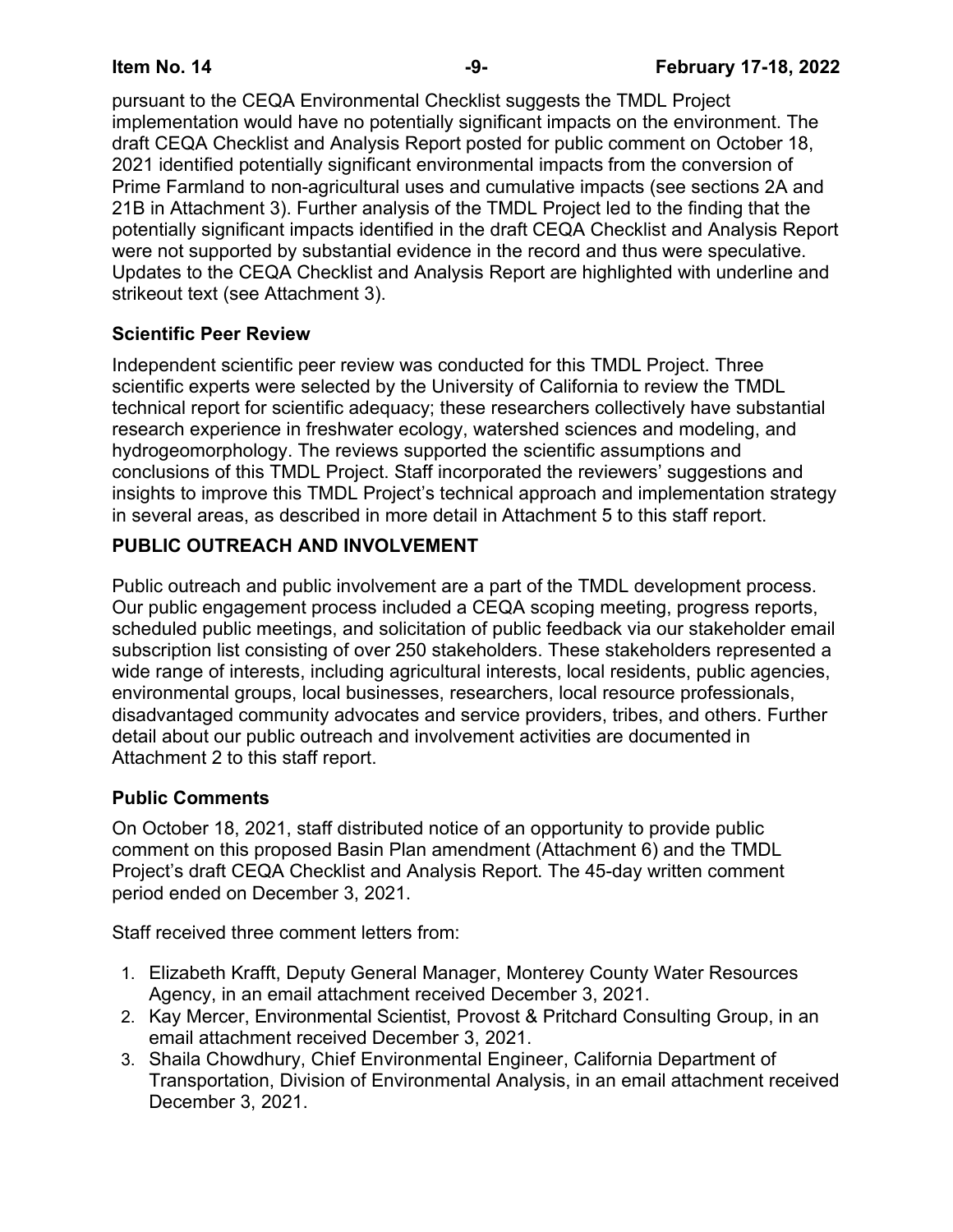pursuant to the CEQA Environmental Checklist suggests the TMDL Project implementation would have no potentially significant impacts on the environment. The draft CEQA Checklist and Analysis Report posted for public comment on October 18, 2021 identified potentially significant environmental impacts from the conversion of Prime Farmland to non-agricultural uses and cumulative impacts (see sections 2A and 21B in Attachment 3). Further analysis of the TMDL Project led to the finding that the potentially significant impacts identified in the draft CEQA Checklist and Analysis Report were not supported by substantial evidence in the record and thus were speculative. Updates to the CEQA Checklist and Analysis Report are highlighted with underline and strikeout text (see Attachment 3).

### Scientific Peer Review

Independent scientific peer review was conducted for this TMDL Project. Three scientific experts were selected by the University of California to review the TMDL technical report for scientific adequacy; these researchers collectively have substantial research experience in freshwater ecology, watershed sciences and modeling, and hydrogeomorphology. The reviews supported the scientific assumptions and conclusions of this TMDL Project. Staff incorporated the reviewers' suggestions and insights to improve this TMDL Project's technical approach and implementation strategy in several areas, as described in more detail in Attachment 5 to this staff report.

## PUBLIC OUTREACH AND INVOLVEMENT

Public outreach and public involvement are a part of the TMDL development process. Our public engagement process included a CEQA scoping meeting, progress reports, scheduled public meetings, and solicitation of public feedback via our stakeholder email subscription list consisting of over 250 stakeholders. These stakeholders represented a wide range of interests, including agricultural interests, local residents, public agencies, environmental groups, local businesses, researchers, local resource professionals, disadvantaged community advocates and service providers, tribes, and others. Further detail about our public outreach and involvement activities are documented in Attachment 2 to this staff report.

### Public Comments

On October 18, 2021, staff distributed notice of an opportunity to provide public comment on this proposed Basin Plan amendment (Attachment 6) and the TMDL Project's draft CEQA Checklist and Analysis Report. The 45-day written comment period ended on December 3, 2021.

Staff received three comment letters from:

1. Elizabeth Krafft, Deputy General Manager, Monterey County Water Resources Agency, in an email attachment received December 3, 2021.
2. Kay Mercer, Environmental Scientist, Provost & Pritchard Consulting Group, in an email attachment received December 3, 2021.
3. Shaila Chowdhury, Chief Environmental Engineer, California Department of Transportation, Division of Environmental Analysis, in an email attachment received December 3, 2021.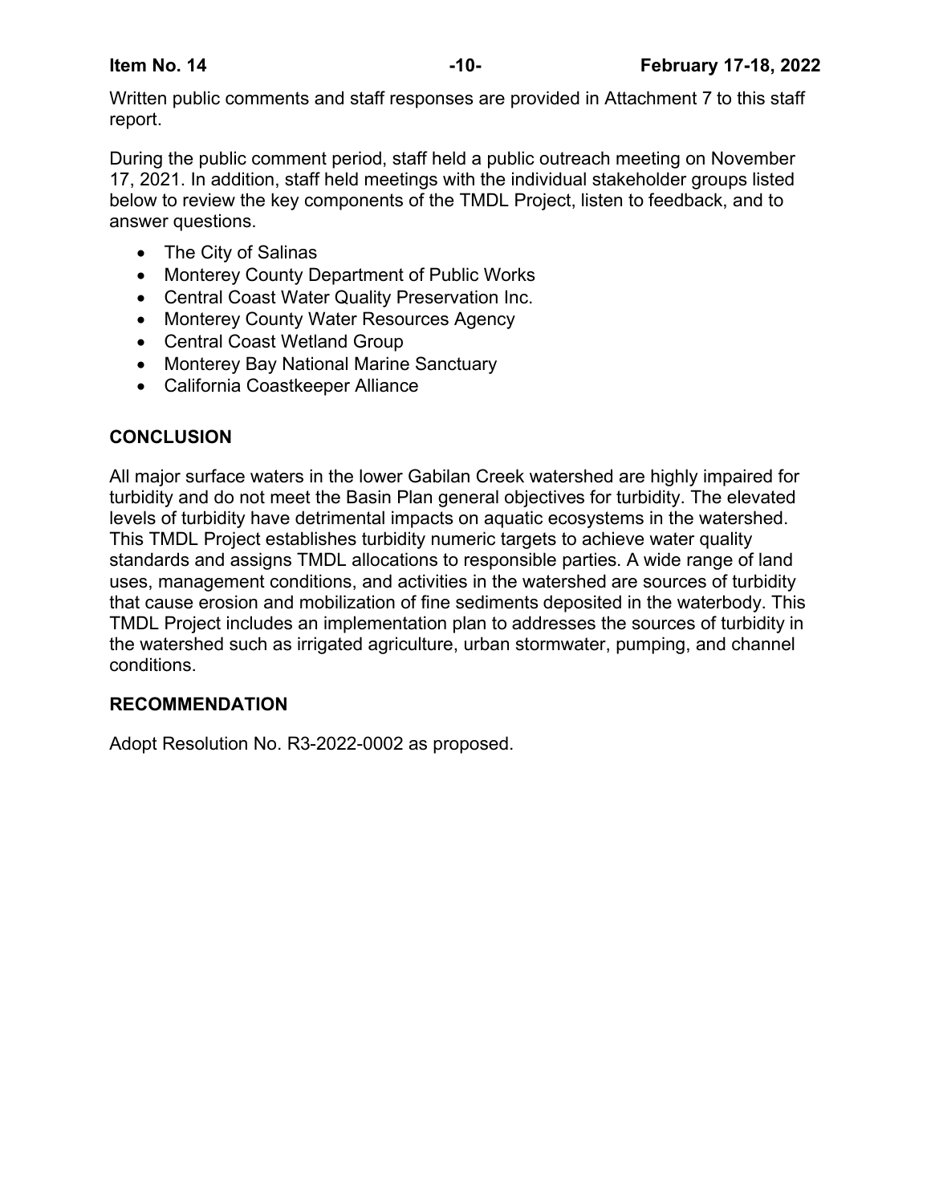Written public comments and staff responses are provided in Attachment 7 to this staff report.

During the public comment period, staff held a public outreach meeting on November 17, 2021. In addition, staff held meetings with the individual stakeholder groups listed below to review the key components of the TMDL Project, listen to feedback, and to answer questions.

- The City of Salinas
- Monterey County Department of Public Works
- Central Coast Water Quality Preservation Inc.
- Monterey County Water Resources Agency
- Central Coast Wetland Group
- Monterey Bay National Marine Sanctuary
- California Coastkeeper Alliance

## CONCLUSION

All major surface waters in the lower Gabilan Creek watershed are highly impaired for turbidity and do not meet the Basin Plan general objectives for turbidity. The elevated levels of turbidity have detrimental impacts on aquatic ecosystems in the watershed. This TMDL Project establishes turbidity numeric targets to achieve water quality standards and assigns TMDL allocations to responsible parties. A wide range of land uses, management conditions, and activities in the watershed are sources of turbidity that cause erosion and mobilization of fine sediments deposited in the waterbody. This TMDL Project includes an implementation plan to addresses the sources of turbidity in the watershed such as irrigated agriculture, urban stormwater, pumping, and channel conditions.

## RECOMMENDATION

Adopt Resolution No. R3-2022-0002 as proposed.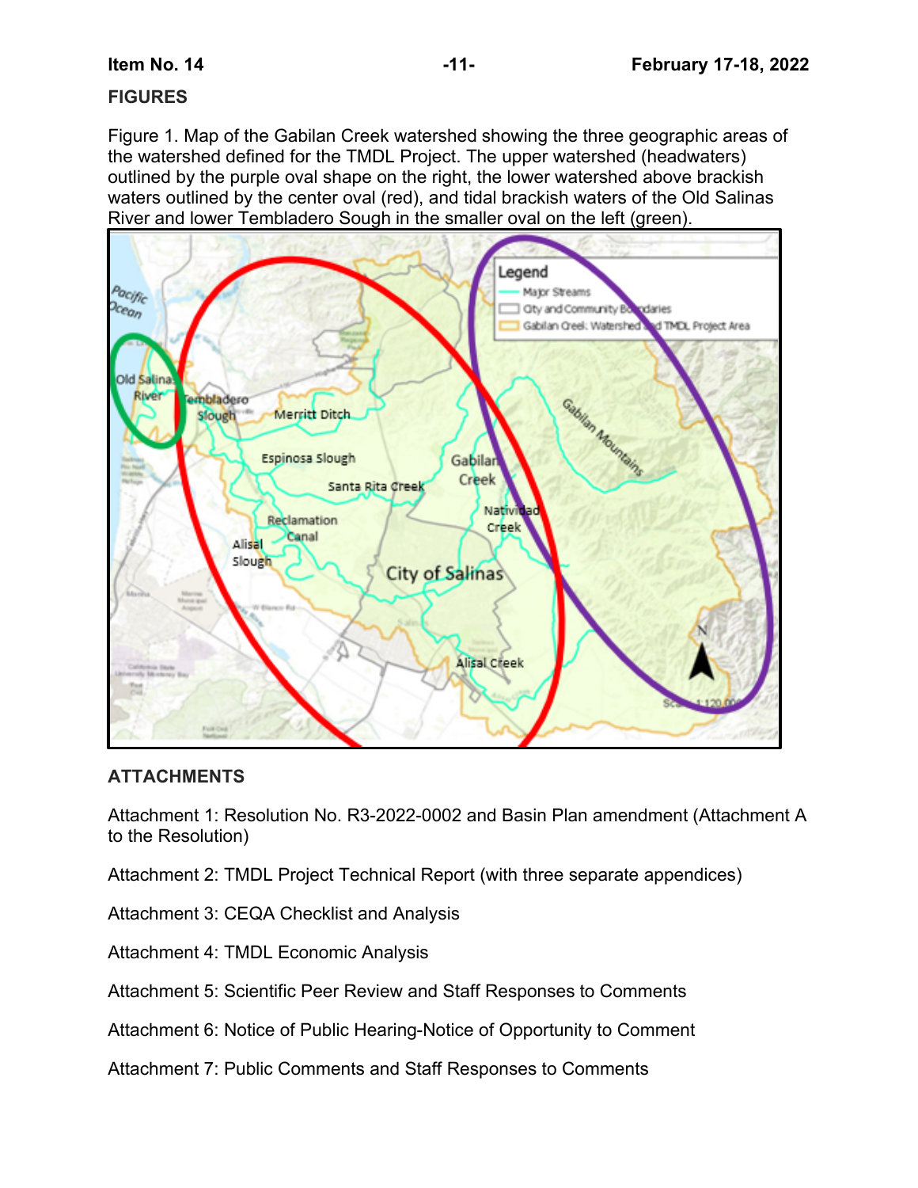## FIGURES

Figure 1. Map of the Gabilan Creek watershed showing the three geographic areas of the watershed defined for the TMDL Project. The upper watershed (headwaters) outlined by the purple oval shape on the right, the lower watershed above brackish waters outlined by the center oval (red), and tidal brackish waters of the Old Salinas River and lower Tembladero Sough in the smaller oval on the left (green).

Legend
Major Streams
City and Community Boundaries
Gabilan Creek Watershed and TMDL Project Area

Pacific Ocean
Old Salinas River
Tembladero Slough
Merritt Ditch
Espinosa Slough
Santa Rita Creek
Gabilan Creek
Natividad Creek
Gabilan Mountains
Reclamation Canal
Alisal Slough
City of Salinas
Alisal Creek
N
Scale 1:120,000

## ATTACHMENTS

Attachment 1: Resolution No. R3-2022-0002 and Basin Plan amendment (Attachment A to the Resolution)

Attachment 2: TMDL Project Technical Report (with three separate appendices)

Attachment 3: CEQA Checklist and Analysis

Attachment 4: TMDL Economic Analysis

Attachment 5: Scientific Peer Review and Staff Responses to Comments

Attachment 6: Notice of Public Hearing-Notice of Opportunity to Comment

Attachment 7: Public Comments and Staff Responses to Comments